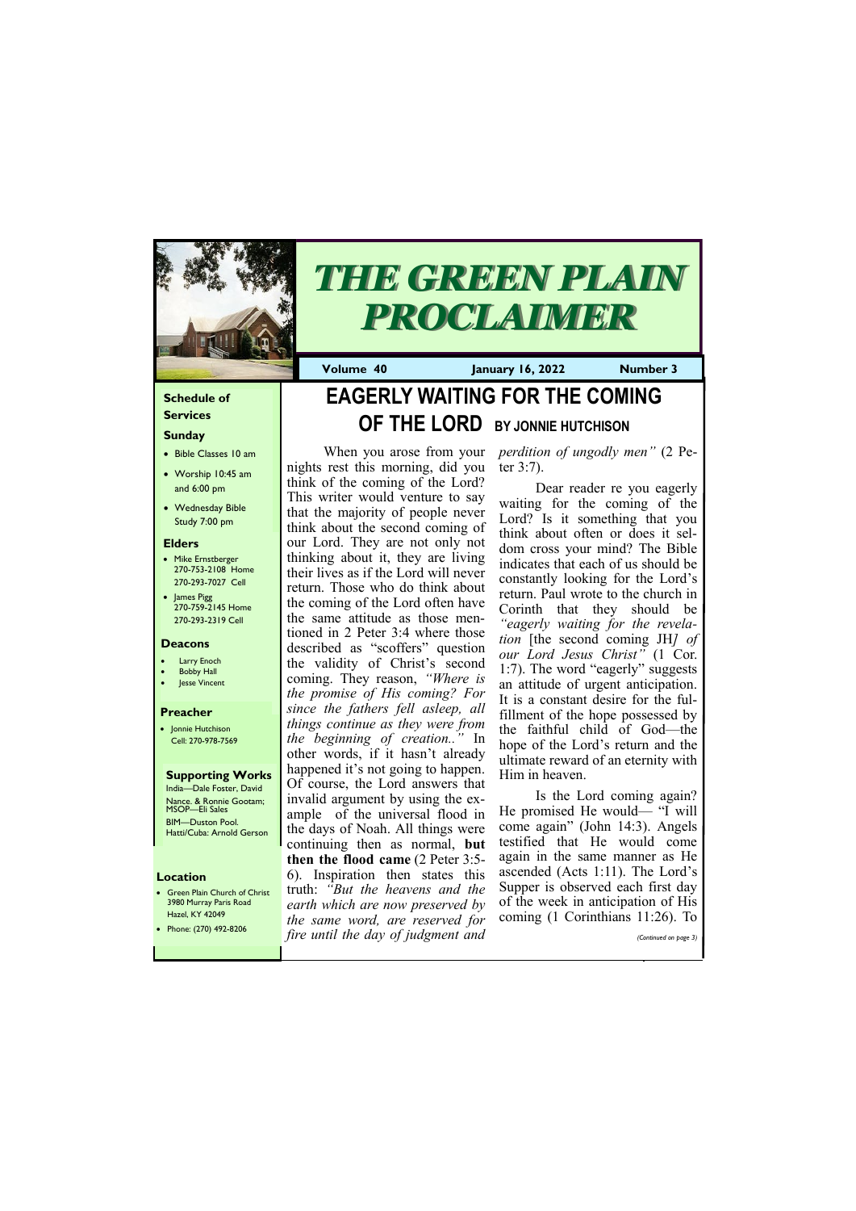# THE GREEN PLAIN PROCLAIMER

**Volume 40** **January 16, 2022** **Number 3**

### Schedule of Services

**Sunday**

- Bible Classes 10 am
- Worship 10:45 am and 6:00 pm
- Wednesday Bible Study 7:00 pm

**Elders**

- Mike Ernstberger 270-753-2108 Home 270-293-7027 Cell
- James Pigg 270-759-2145 Home 270-293-2319 Cell

**Deacons**

- Larry Enoch
- Bobby Hall
- Jesse Vincent

**Preacher**

- Jonnie Hutchison Cell: 270-978-7569

**Supporting Works**

India—Dale Foster, David Nance. & Ronnie Gootam; MSOP—Eli Sales
BIM—Duston Pool.
Hatti/Cuba: Arnold Gerson

**Location**

- Green Plain Church of Christ 3980 Murray Paris Road Hazel, KY 42049
- Phone: (270) 492-8206

## EAGERLY WAITING FOR THE COMING OF THE LORD BY JONNIE HUTCHISON

When you arose from your nights rest this morning, did you think of the coming of the Lord? This writer would venture to say that the majority of people never think about the second coming of our Lord. They are not only not thinking about it, they are living their lives as if the Lord will never return. Those who do think about the coming of the Lord often have the same attitude as those mentioned in 2 Peter 3:4 where those described as "scoffers" question the validity of Christ's second coming. They reason, *"Where is the promise of His coming? For since the fathers fell asleep, all things continue as they were from the beginning of creation.."* In other words, if it hasn't already happened it's not going to happen. Of course, the Lord answers that invalid argument by using the example of the universal flood in the days of Noah. All things were continuing then as normal, **but then the flood came** (2 Peter 3:5-6). Inspiration then states this truth: *"But the heavens and the earth which are now preserved by the same word, are reserved for fire until the day of judgment and perdition of ungodly men"* (2 Peter 3:7).

Dear reader re you eagerly waiting for the coming of the Lord? Is it something that you think about often or does it seldom cross your mind? The Bible indicates that each of us should be constantly looking for the Lord's return. Paul wrote to the church in Corinth that they should be *"eagerly waiting for the revelation* [the second coming JH*] of our Lord Jesus Christ"* (1 Cor. 1:7). The word "eagerly" suggests an attitude of urgent anticipation. It is a constant desire for the fulfillment of the hope possessed by the faithful child of God—the hope of the Lord's return and the ultimate reward of an eternity with Him in heaven.

Is the Lord coming again? He promised He would— "I will come again" (John 14:3). Angels testified that He would come again in the same manner as He ascended (Acts 1:11). The Lord's Supper is observed each first day of the week in anticipation of His coming (1 Corinthians 11:26). To

*(Continued on page 3)*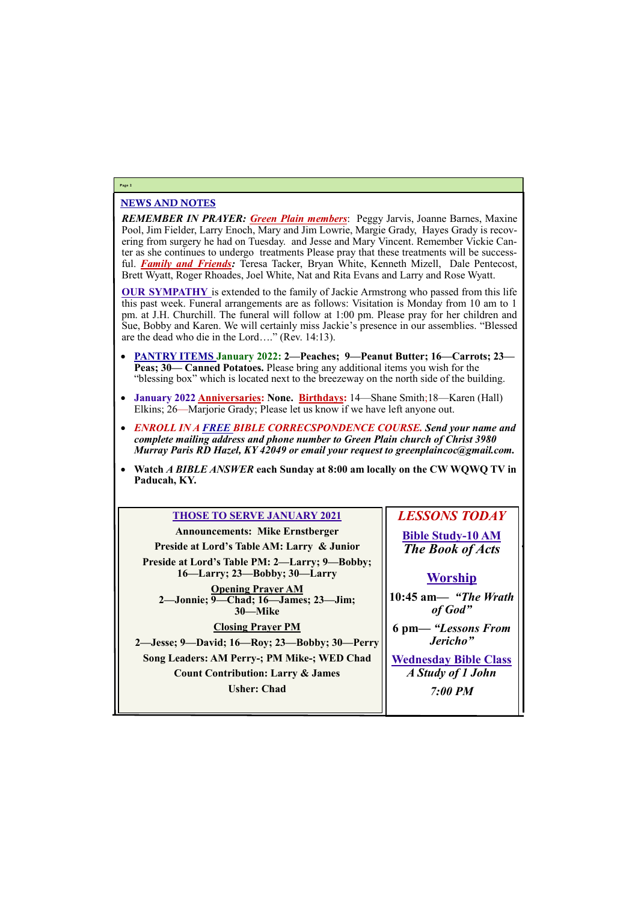## NEWS AND NOTES

***REMEMBER IN PRAYER:*** ***Green Plain members***: Peggy Jarvis, Joanne Barnes, Maxine Pool, Jim Fielder, Larry Enoch, Mary and Jim Lowrie, Margie Grady, Hayes Grady is recovering from surgery he had on Tuesday. and Jesse and Mary Vincent. Remember Vickie Canter as she continues to undergo treatments Please pray that these treatments will be successful. ***Family and Friends:*** Teresa Tacker, Bryan White, Kenneth Mizell, Dale Pentecost, Brett Wyatt, Roger Rhoades, Joel White, Nat and Rita Evans and Larry and Rose Wyatt.

**OUR SYMPATHY** is extended to the family of Jackie Armstrong who passed from this life this past week. Funeral arrangements are as follows: Visitation is Monday from 10 am to 1 pm. at J.H. Churchill. The funeral will follow at 1:00 pm. Please pray for her children and Sue, Bobby and Karen. We will certainly miss Jackie's presence in our assemblies. "Blessed are the dead who die in the Lord…." (Rev. 14:13).

- **PANTRY ITEMS January 2022: 2—Peaches; 9—Peanut Butter; 16—Carrots; 23—Peas; 30— Canned Potatoes.** Please bring any additional items you wish for the "blessing box" which is located next to the breezeway on the north side of the building.
- **January 2022 Anniversaries: None. Birthdays:** 14—Shane Smith;18—Karen (Hall) Elkins; 26—Marjorie Grady; Please let us know if we have left anyone out.
- ***ENROLL IN A FREE BIBLE CORRECSPONDENCE COURSE. Send your name and complete mailing address and phone number to Green Plain church of Christ 3980 Murray Paris RD Hazel, KY 42049 or email your request to greenplaincoc@gmail.com.***
- **Watch *A BIBLE ANSWER* each Sunday at 8:00 am locally on the CW WQWQ TV in Paducah, KY.**

### THOSE TO SERVE JANUARY 2021

**Announcements: Mike Ernstberger**

**Preside at Lord's Table AM: Larry & Junior**

**Preside at Lord's Table PM: 2—Larry; 9—Bobby; 16—Larry; 23—Bobby; 30—Larry**

**Opening Prayer AM**

**2—Jonnie; 9—Chad; 16—James; 23—Jim; 30—Mike**

**Closing Prayer PM**

**2—Jesse; 9—David; 16—Roy; 23—Bobby; 30—Perry**

**Song Leaders: AM Perry-; PM Mike-; WED Chad**

**Count Contribution: Larry & James**

**Usher: Chad**

### *LESSONS TODAY*

**Bible Study-10 AM**

***The Book of Acts***

**Worship**

**10:45 am— *"The Wrath of God"***

**6 pm— *"Lessons From Jericho"***

**Wednesday Bible Class**

***A Study of 1 John***

***7:00 PM***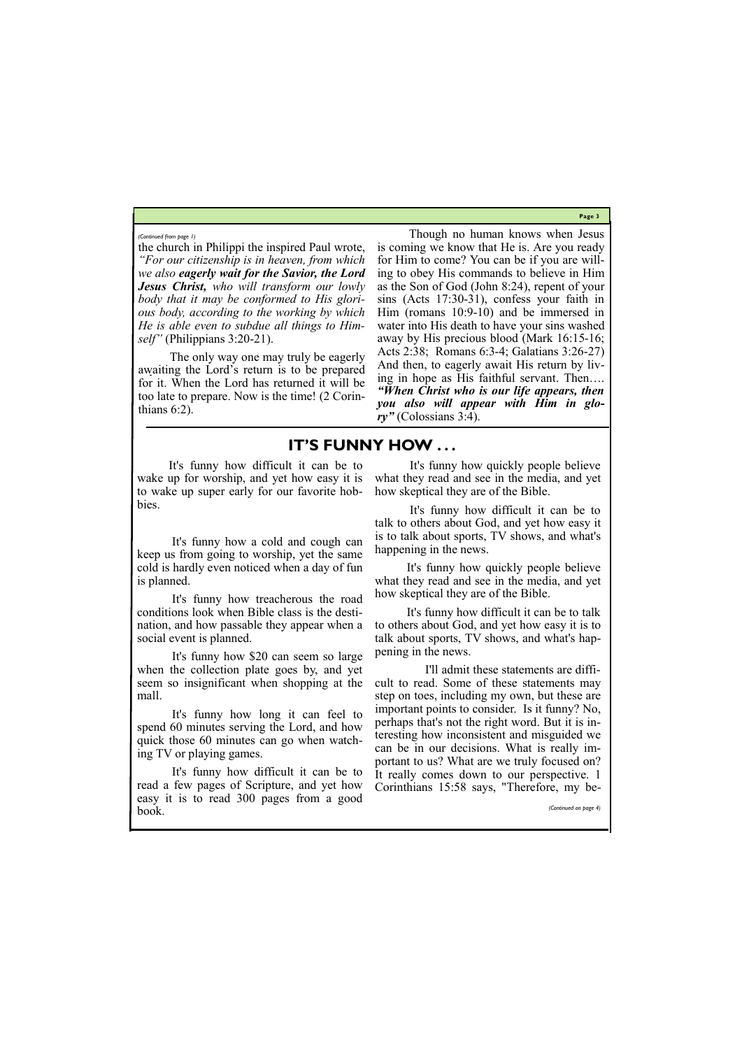*(Continued from page 1)*

the church in Philippi the inspired Paul wrote, *"For our citizenship is in heaven, from which we also* ***eagerly wait for the Savior, the Lord Jesus Christ,*** *who will transform our lowly body that it may be conformed to His glorious body, according to the working by which He is able even to subdue all things to Himself"* (Philippians 3:20-21).

The only way one may truly be eagerly awaiting the Lord's return is to be prepared for it. When the Lord has returned it will be too late to prepare. Now is the time! (2 Corinthians 6:2).

Though no human knows when Jesus is coming we know that He is. Are you ready for Him to come? You can be if you are willing to obey His commands to believe in Him as the Son of God (John 8:24), repent of your sins (Acts 17:30-31), confess your faith in Him (romans 10:9-10) and be immersed in water into His death to have your sins washed away by His precious blood (Mark 16:15-16; Acts 2:38; Romans 6:3-4; Galatians 3:26-27) And then, to eagerly await His return by living in hope as His faithful servant. Then…. ***"When Christ who is our life appears, then you also will appear with Him in glory"*** (Colossians 3:4).

## IT'S FUNNY HOW . . .

It's funny how difficult it can be to wake up for worship, and yet how easy it is to wake up super early for our favorite hobbies.

It's funny how a cold and cough can keep us from going to worship, yet the same cold is hardly even noticed when a day of fun is planned.

It's funny how treacherous the road conditions look when Bible class is the destination, and how passable they appear when a social event is planned.

It's funny how $20 can seem so large when the collection plate goes by, and yet seem so insignificant when shopping at the mall.

It's funny how long it can feel to spend 60 minutes serving the Lord, and how quick those 60 minutes can go when watching TV or playing games.

It's funny how difficult it can be to read a few pages of Scripture, and yet how easy it is to read 300 pages from a good book.

It's funny how quickly people believe what they read and see in the media, and yet how skeptical they are of the Bible.

It's funny how difficult it can be to talk to others about God, and yet how easy it is to talk about sports, TV shows, and what's happening in the news.

It's funny how quickly people believe what they read and see in the media, and yet how skeptical they are of the Bible.

It's funny how difficult it can be to talk to others about God, and yet how easy it is to talk about sports, TV shows, and what's happening in the news.

I'll admit these statements are difficult to read. Some of these statements may step on toes, including my own, but these are important points to consider. Is it funny? No, perhaps that's not the right word. But it is interesting how inconsistent and misguided we can be in our decisions. What is really important to us? What are we truly focused on? It really comes down to our perspective. 1 Corinthians 15:58 says, "Therefore, my be-

*(Continued on page 4)*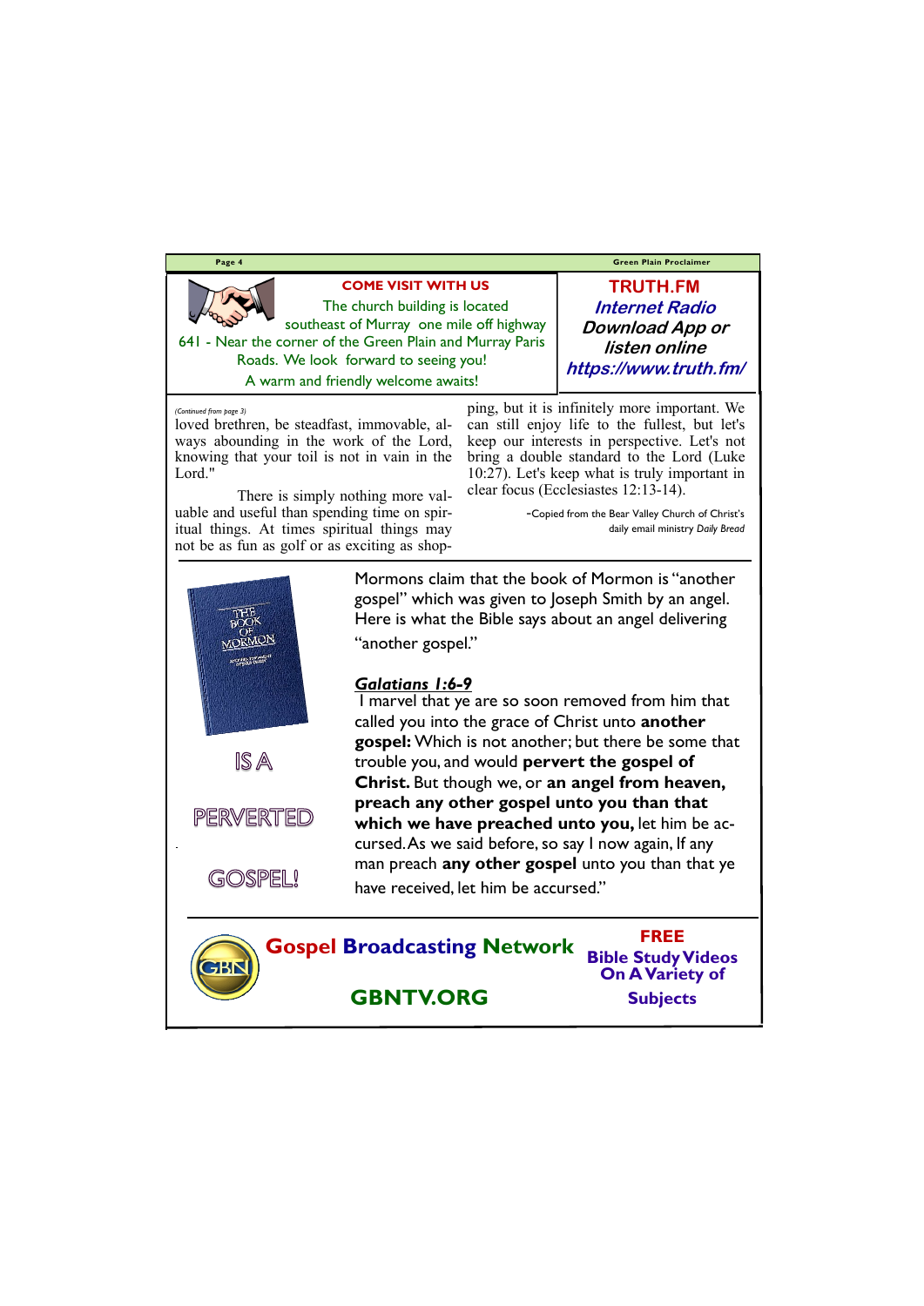## COME VISIT WITH US

The church building is located southeast of Murray one mile off highway 641 - Near the corner of the Green Plain and Murray Paris Roads. We look forward to seeing you!

A warm and friendly welcome awaits!

## TRUTH.FM

*Internet Radio*
***Download App or listen online***
***https://www.truth.fm/***

*(Continued from page 3)*

loved brethren, be steadfast, immovable, always abounding in the work of the Lord, knowing that your toil is not in vain in the Lord."

There is simply nothing more valuable and useful than spending time on spiritual things. At times spiritual things may not be as fun as golf or as exciting as shopping, but it is infinitely more important. We can still enjoy life to the fullest, but let's keep our interests in perspective. Let's not bring a double standard to the Lord (Luke 10:27). Let's keep what is truly important in clear focus (Ecclesiastes 12:13-14).

-Copied from the Bear Valley Church of Christ's daily email ministry *Daily Bread*

IS A

PERVERTED

GOSPEL!

Mormons claim that the book of Mormon is "another gospel" which was given to Joseph Smith by an angel. Here is what the Bible says about an angel delivering "another gospel."

***Galatians 1:6-9***

I marvel that ye are so soon removed from him that called you into the grace of Christ unto **another gospel:** Which is not another; but there be some that trouble you, and would **pervert the gospel of Christ.** But though we, or **an angel from heaven, preach any other gospel unto you than that which we have preached unto you,** let him be accursed. As we said before, so say I now again, If any man preach **any other gospel** unto you than that ye have received, let him be accursed."

## Gospel Broadcasting Network

**GBNTV.ORG**

**FREE**
**Bible Study Videos On A Variety of Subjects**